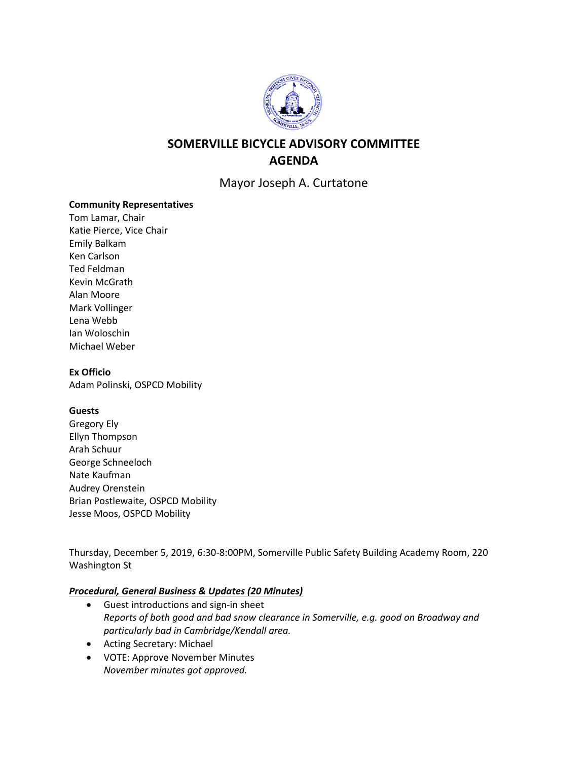# SOMERVILLE BICYCLE ADVISORY COMMITTEE
# AGENDA

## Mayor Joseph A. Curtatone

**Community Representatives**
Tom Lamar, Chair
Katie Pierce, Vice Chair
Emily Balkam
Ken Carlson
Ted Feldman
Kevin McGrath
Alan Moore
Mark Vollinger
Lena Webb
Ian Woloschin
Michael Weber

**Ex Officio**
Adam Polinski, OSPCD Mobility

**Guests**
Gregory Ely
Ellyn Thompson
Arah Schuur
George Schneeloch
Nate Kaufman
Audrey Orenstein
Brian Postlewaite, OSPCD Mobility
Jesse Moos, OSPCD Mobility

Thursday, December 5, 2019, 6:30-8:00PM, Somerville Public Safety Building Academy Room, 220 Washington St

***Procedural, General Business & Updates (20 Minutes)***

- Guest introductions and sign-in sheet
  *Reports of both good and bad snow clearance in Somerville, e.g. good on Broadway and particularly bad in Cambridge/Kendall area.*
- Acting Secretary: Michael
- VOTE: Approve November Minutes
  *November minutes got approved.*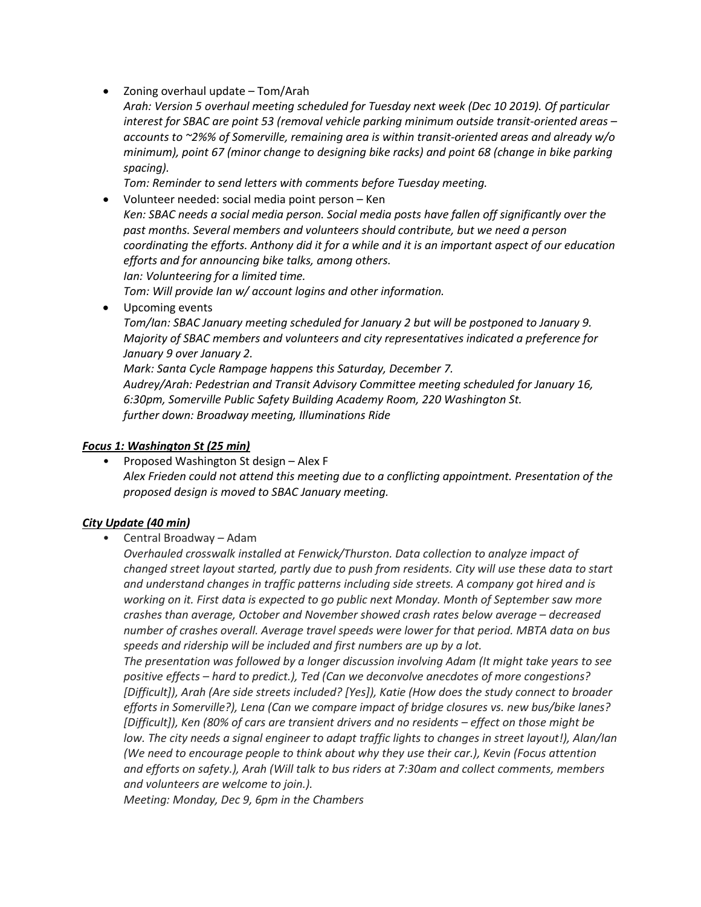- Zoning overhaul update – Tom/Arah
  *Arah: Version 5 overhaul meeting scheduled for Tuesday next week (Dec 10 2019). Of particular interest for SBAC are point 53 (removal vehicle parking minimum outside transit-oriented areas – accounts to ~2%% of Somerville, remaining area is within transit-oriented areas and already w/o minimum), point 67 (minor change to designing bike racks) and point 68 (change in bike parking spacing).*
  *Tom: Reminder to send letters with comments before Tuesday meeting.*
- Volunteer needed: social media point person – Ken
  *Ken: SBAC needs a social media person. Social media posts have fallen off significantly over the past months. Several members and volunteers should contribute, but we need a person coordinating the efforts. Anthony did it for a while and it is an important aspect of our education efforts and for announcing bike talks, among others.*
  *Ian: Volunteering for a limited time.*
  *Tom: Will provide Ian w/ account logins and other information.*
- Upcoming events
  *Tom/Ian: SBAC January meeting scheduled for January 2 but will be postponed to January 9. Majority of SBAC members and volunteers and city representatives indicated a preference for January 9 over January 2.*
  *Mark: Santa Cycle Rampage happens this Saturday, December 7.*
  *Audrey/Arah: Pedestrian and Transit Advisory Committee meeting scheduled for January 16, 6:30pm, Somerville Public Safety Building Academy Room, 220 Washington St.*
  *further down: Broadway meeting, Illuminations Ride*

### ***Focus 1: Washington St (25 min)***

- Proposed Washington St design – Alex F
  *Alex Frieden could not attend this meeting due to a conflicting appointment. Presentation of the proposed design is moved to SBAC January meeting.*

### ***City Update (40 min)***

- Central Broadway – Adam
  *Overhauled crosswalk installed at Fenwick/Thurston. Data collection to analyze impact of changed street layout started, partly due to push from residents. City will use these data to start and understand changes in traffic patterns including side streets. A company got hired and is working on it. First data is expected to go public next Monday. Month of September saw more crashes than average, October and November showed crash rates below average – decreased number of crashes overall. Average travel speeds were lower for that period. MBTA data on bus speeds and ridership will be included and first numbers are up by a lot.*
  *The presentation was followed by a longer discussion involving Adam (It might take years to see positive effects – hard to predict.), Ted (Can we deconvolve anecdotes of more congestions? [Difficult]), Arah (Are side streets included? [Yes]), Katie (How does the study connect to broader efforts in Somerville?), Lena (Can we compare impact of bridge closures vs. new bus/bike lanes? [Difficult]), Ken (80% of cars are transient drivers and no residents – effect on those might be low. The city needs a signal engineer to adapt traffic lights to changes in street layout!), Alan/Ian (We need to encourage people to think about why they use their car.), Kevin (Focus attention and efforts on safety.), Arah (Will talk to bus riders at 7:30am and collect comments, members and volunteers are welcome to join.).*
  *Meeting: Monday, Dec 9, 6pm in the Chambers*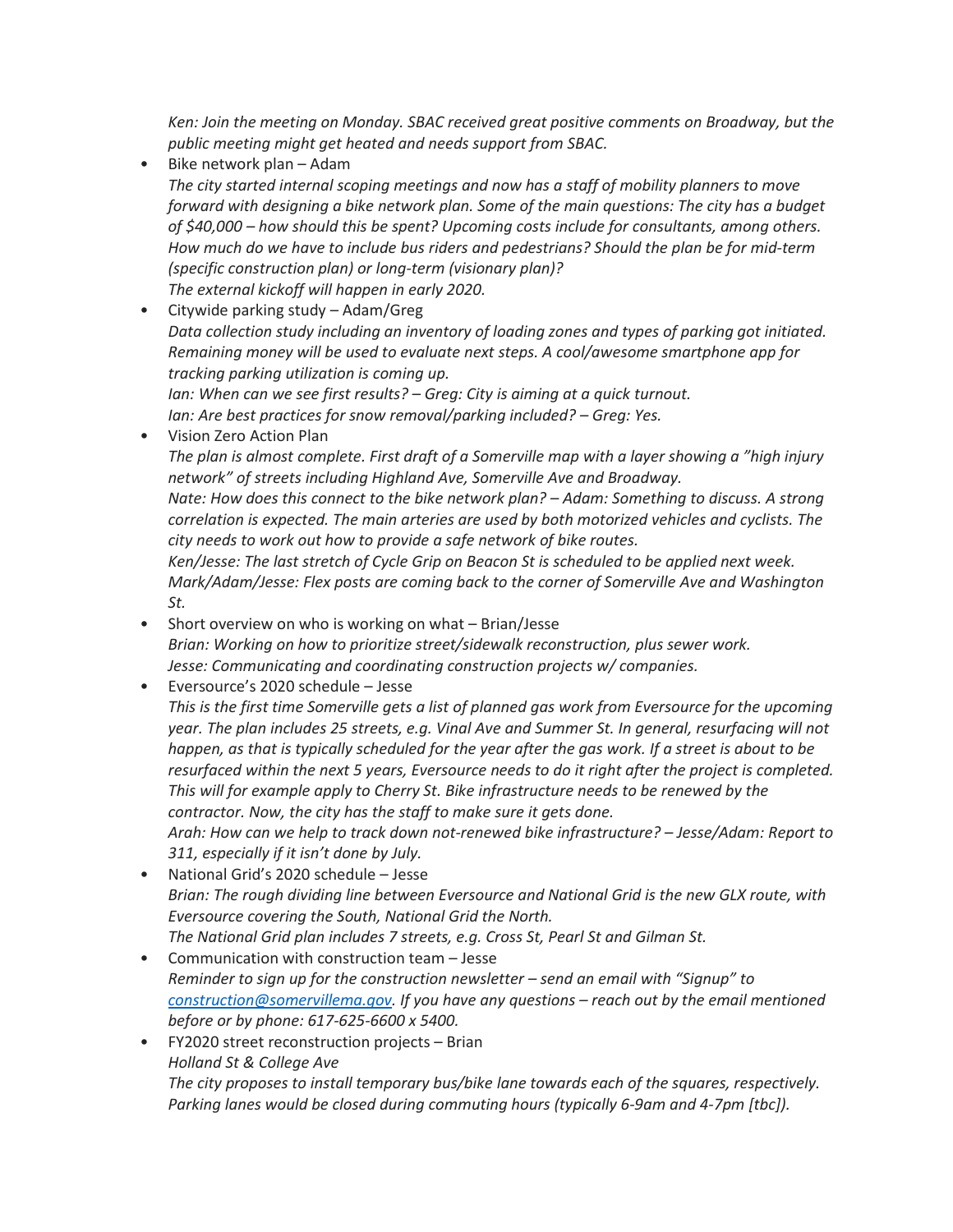*Ken: Join the meeting on Monday. SBAC received great positive comments on Broadway, but the public meeting might get heated and needs support from SBAC.*

- Bike network plan – Adam
  *The city started internal scoping meetings and now has a staff of mobility planners to move forward with designing a bike network plan. Some of the main questions: The city has a budget of $40,000 – how should this be spent? Upcoming costs include for consultants, among others. How much do we have to include bus riders and pedestrians? Should the plan be for mid-term (specific construction plan) or long-term (visionary plan)?*
  *The external kickoff will happen in early 2020.*
- Citywide parking study – Adam/Greg
  *Data collection study including an inventory of loading zones and types of parking got initiated. Remaining money will be used to evaluate next steps. A cool/awesome smartphone app for tracking parking utilization is coming up.*
  *Ian: When can we see first results? – Greg: City is aiming at a quick turnout.*
  *Ian: Are best practices for snow removal/parking included? – Greg: Yes.*
- Vision Zero Action Plan
  *The plan is almost complete. First draft of a Somerville map with a layer showing a "high injury network" of streets including Highland Ave, Somerville Ave and Broadway.*
  *Nate: How does this connect to the bike network plan? – Adam: Something to discuss. A strong correlation is expected. The main arteries are used by both motorized vehicles and cyclists. The city needs to work out how to provide a safe network of bike routes.*
  *Ken/Jesse: The last stretch of Cycle Grip on Beacon St is scheduled to be applied next week.*
  *Mark/Adam/Jesse: Flex posts are coming back to the corner of Somerville Ave and Washington St.*
- Short overview on who is working on what – Brian/Jesse
  *Brian: Working on how to prioritize street/sidewalk reconstruction, plus sewer work.*
  *Jesse: Communicating and coordinating construction projects w/ companies.*
- Eversource's 2020 schedule – Jesse
  *This is the first time Somerville gets a list of planned gas work from Eversource for the upcoming year. The plan includes 25 streets, e.g. Vinal Ave and Summer St. In general, resurfacing will not happen, as that is typically scheduled for the year after the gas work. If a street is about to be resurfaced within the next 5 years, Eversource needs to do it right after the project is completed. This will for example apply to Cherry St. Bike infrastructure needs to be renewed by the contractor. Now, the city has the staff to make sure it gets done.*
  *Arah: How can we help to track down not-renewed bike infrastructure? – Jesse/Adam: Report to 311, especially if it isn't done by July.*
- National Grid's 2020 schedule – Jesse
  *Brian: The rough dividing line between Eversource and National Grid is the new GLX route, with Eversource covering the South, National Grid the North.*
  *The National Grid plan includes 7 streets, e.g. Cross St, Pearl St and Gilman St.*
- Communication with construction team – Jesse
  *Reminder to sign up for the construction newsletter – send an email with "Signup" to [construction@somervillema.gov](mailto:construction@somervillema.gov). If you have any questions – reach out by the email mentioned before or by phone: 617-625-6600 x 5400.*
- FY2020 street reconstruction projects – Brian
  *Holland St & College Ave*
  *The city proposes to install temporary bus/bike lane towards each of the squares, respectively. Parking lanes would be closed during commuting hours (typically 6-9am and 4-7pm [tbc]).*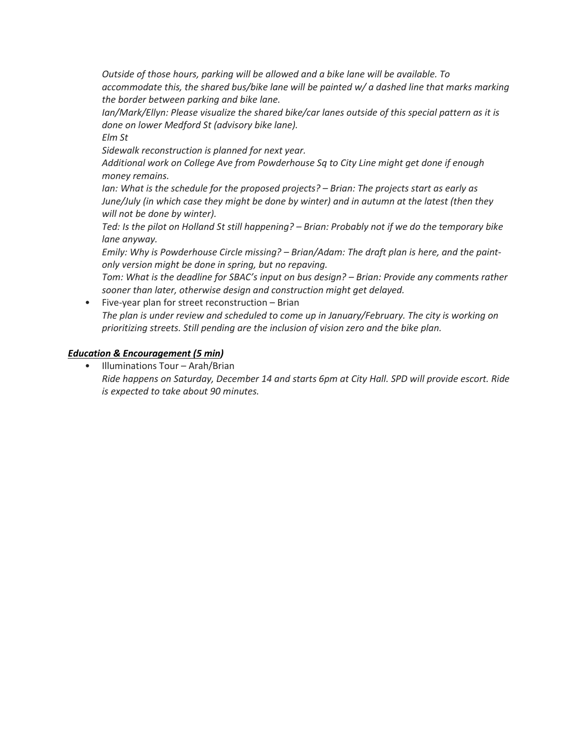*Outside of those hours, parking will be allowed and a bike lane will be available. To accommodate this, the shared bus/bike lane will be painted w/ a dashed line that marks marking the border between parking and bike lane.*
*Ian/Mark/Ellyn: Please visualize the shared bike/car lanes outside of this special pattern as it is done on lower Medford St (advisory bike lane).*
*Elm St*
*Sidewalk reconstruction is planned for next year.*
*Additional work on College Ave from Powderhouse Sq to City Line might get done if enough money remains.*
*Ian: What is the schedule for the proposed projects? – Brian: The projects start as early as June/July (in which case they might be done by winter) and in autumn at the latest (then they will not be done by winter).*
*Ted: Is the pilot on Holland St still happening? – Brian: Probably not if we do the temporary bike lane anyway.*
*Emily: Why is Powderhouse Circle missing? – Brian/Adam: The draft plan is here, and the paint-only version might be done in spring, but no repaving.*
*Tom: What is the deadline for SBAC's input on bus design? – Brian: Provide any comments rather sooner than later, otherwise design and construction might get delayed.*

- Five-year plan for street reconstruction – Brian
  *The plan is under review and scheduled to come up in January/February. The city is working on prioritizing streets. Still pending are the inclusion of vision zero and the bike plan.*

***Education & Encouragement (5 min)***

- Illuminations Tour – Arah/Brian
  *Ride happens on Saturday, December 14 and starts 6pm at City Hall. SPD will provide escort. Ride is expected to take about 90 minutes.*